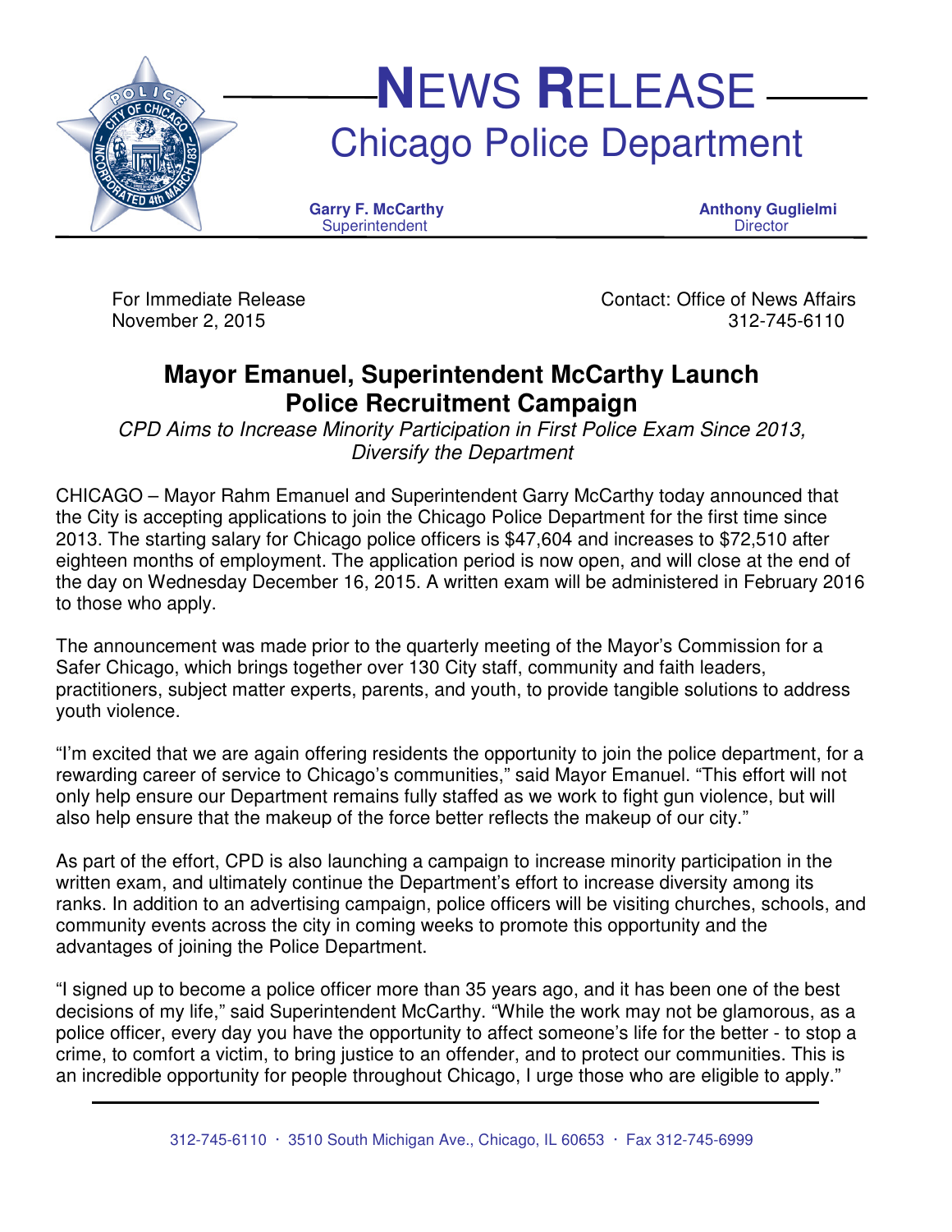# NEWS RELEASE

## Chicago Police Department

**Garry F. McCarthy**
Superintendent

**Anthony Guglielmi**
Director

For Immediate Release
November 2, 2015

Contact: Office of News Affairs
312-745-6110

## Mayor Emanuel, Superintendent McCarthy Launch Police Recruitment Campaign

*CPD Aims to Increase Minority Participation in First Police Exam Since 2013, Diversify the Department*

CHICAGO – Mayor Rahm Emanuel and Superintendent Garry McCarthy today announced that the City is accepting applications to join the Chicago Police Department for the first time since 2013. The starting salary for Chicago police officers is $47,604 and increases to $72,510 after eighteen months of employment. The application period is now open, and will close at the end of the day on Wednesday December 16, 2015. A written exam will be administered in February 2016 to those who apply.

The announcement was made prior to the quarterly meeting of the Mayor's Commission for a Safer Chicago, which brings together over 130 City staff, community and faith leaders, practitioners, subject matter experts, parents, and youth, to provide tangible solutions to address youth violence.

"I'm excited that we are again offering residents the opportunity to join the police department, for a rewarding career of service to Chicago's communities," said Mayor Emanuel. "This effort will not only help ensure our Department remains fully staffed as we work to fight gun violence, but will also help ensure that the makeup of the force better reflects the makeup of our city."

As part of the effort, CPD is also launching a campaign to increase minority participation in the written exam, and ultimately continue the Department's effort to increase diversity among its ranks. In addition to an advertising campaign, police officers will be visiting churches, schools, and community events across the city in coming weeks to promote this opportunity and the advantages of joining the Police Department.

"I signed up to become a police officer more than 35 years ago, and it has been one of the best decisions of my life," said Superintendent McCarthy. "While the work may not be glamorous, as a police officer, every day you have the opportunity to affect someone's life for the better - to stop a crime, to comfort a victim, to bring justice to an offender, and to protect our communities. This is an incredible opportunity for people throughout Chicago, I urge those who are eligible to apply."

312-745-6110 · 3510 South Michigan Ave., Chicago, IL 60653 · Fax 312-745-6999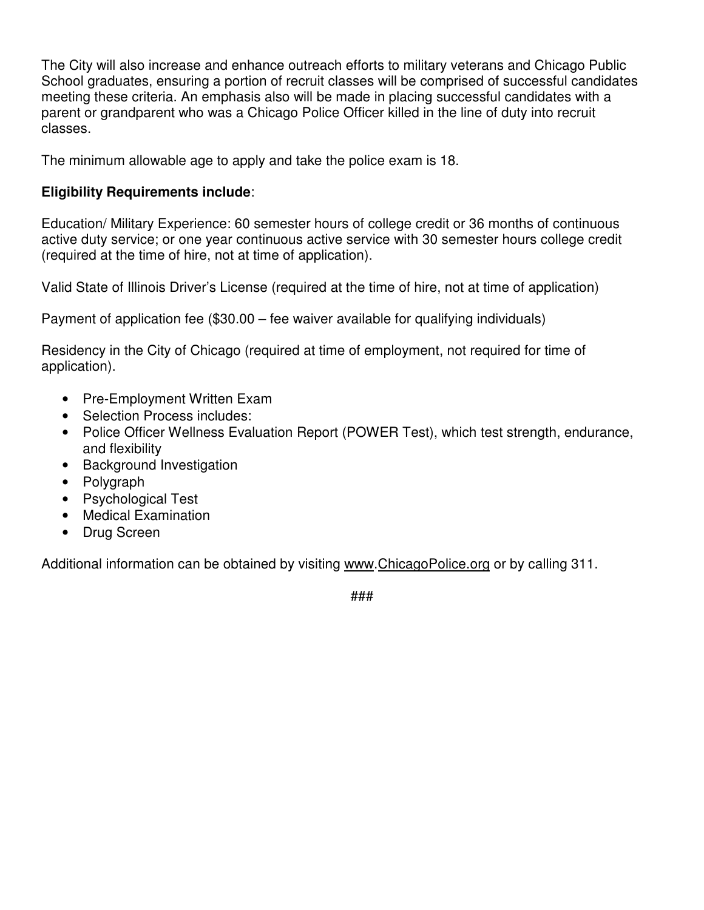The City will also increase and enhance outreach efforts to military veterans and Chicago Public School graduates, ensuring a portion of recruit classes will be comprised of successful candidates meeting these criteria. An emphasis also will be made in placing successful candidates with a parent or grandparent who was a Chicago Police Officer killed in the line of duty into recruit classes.

The minimum allowable age to apply and take the police exam is 18.

**Eligibility Requirements include**:

Education/ Military Experience: 60 semester hours of college credit or 36 months of continuous active duty service; or one year continuous active service with 30 semester hours college credit (required at the time of hire, not at time of application).

Valid State of Illinois Driver's License (required at the time of hire, not at time of application)

Payment of application fee ($30.00 – fee waiver available for qualifying individuals)

Residency in the City of Chicago (required at time of employment, not required for time of application).

- Pre-Employment Written Exam
- Selection Process includes:
- Police Officer Wellness Evaluation Report (POWER Test), which test strength, endurance, and flexibility
- Background Investigation
- Polygraph
- Psychological Test
- Medical Examination
- Drug Screen

Additional information can be obtained by visiting www.ChicagoPolice.org or by calling 311.

###